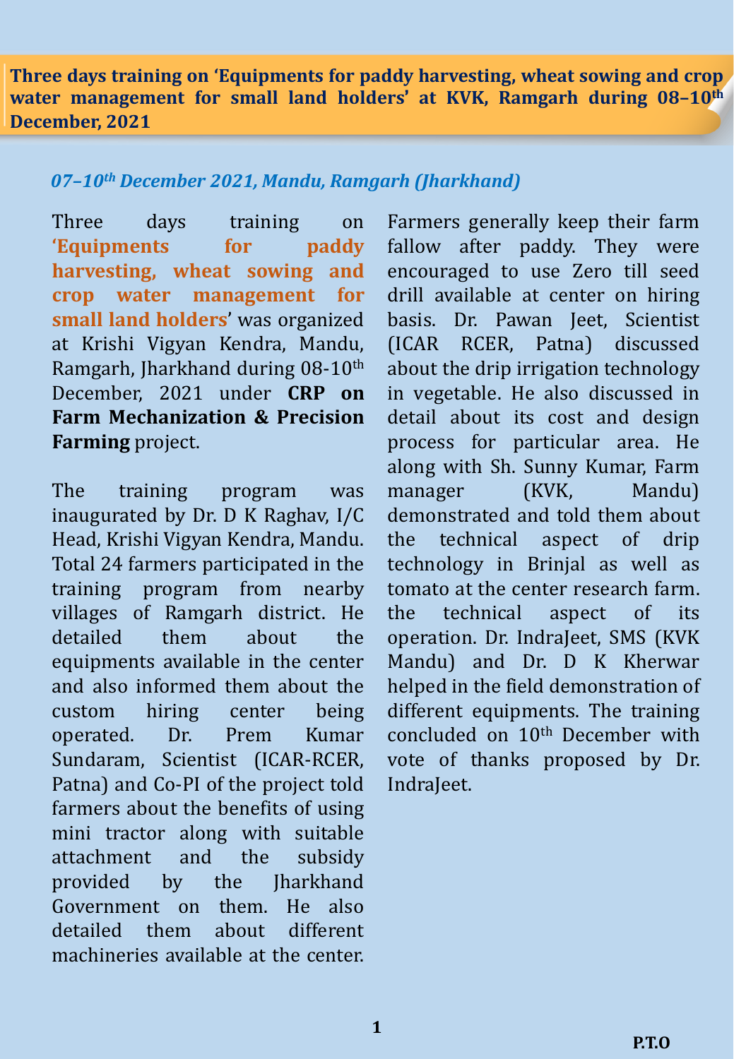## Three days training on 'Equipments for paddy harvesting, wheat sowing and crop water management for small land holders' at KVK, Ramgarh during 08–10th December, 2021

***07–10th December 2021, Mandu, Ramgarh (Jharkhand)***

Three days training on **'Equipments for paddy harvesting, wheat sowing and crop water management for small land holders'** was organized at Krishi Vigyan Kendra, Mandu, Ramgarh, Jharkhand during 08-10th December, 2021 under **CRP on Farm Mechanization & Precision Farming** project.

The training program was inaugurated by Dr. D K Raghav, I/C Head, Krishi Vigyan Kendra, Mandu. Total 24 farmers participated in the training program from nearby villages of Ramgarh district. He detailed them about the equipments available in the center and also informed them about the custom hiring center being operated. Dr. Prem Kumar Sundaram, Scientist (ICAR-RCER, Patna) and Co-PI of the project told farmers about the benefits of using mini tractor along with suitable attachment and the subsidy provided by the Jharkhand Government on them. He also detailed them about different machineries available at the center. Farmers generally keep their farm fallow after paddy. They were encouraged to use Zero till seed drill available at center on hiring basis. Dr. Pawan Jeet, Scientist (ICAR RCER, Patna) discussed about the drip irrigation technology in vegetable. He also discussed in detail about its cost and design process for particular area. He along with Sh. Sunny Kumar, Farm manager (KVK, Mandu) demonstrated and told them about the technical aspect of drip technology in Brinjal as well as tomato at the center research farm. the technical aspect of its operation. Dr. IndraJeet, SMS (KVK Mandu) and Dr. D K Kherwar helped in the field demonstration of different equipments. The training concluded on 10th December with vote of thanks proposed by Dr. IndraJeet.

**P.T.O**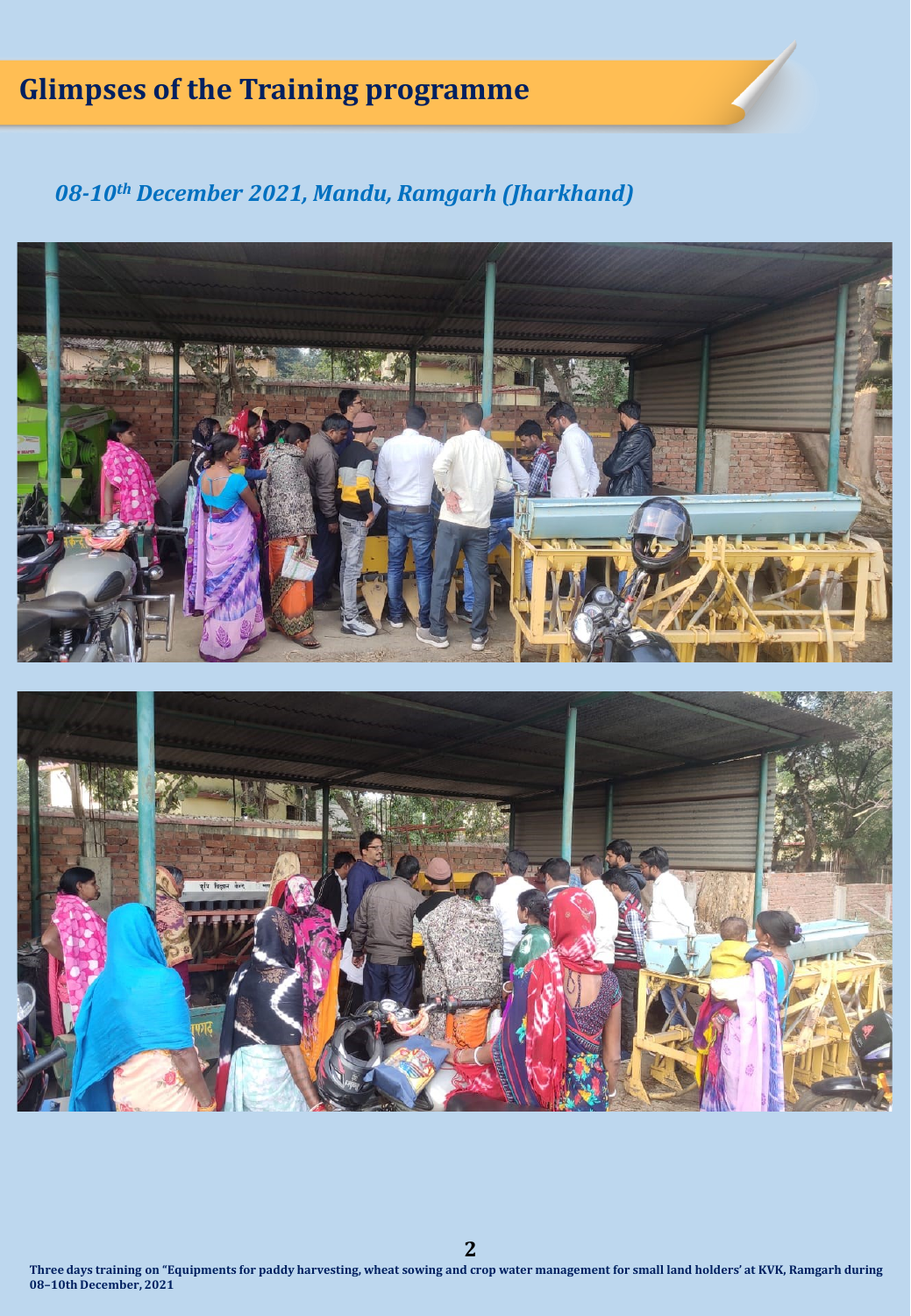# Glimpses of the Training programme

## *08-10th December 2021, Mandu, Ramgarh (Jharkhand)*

**Three days training on "Equipments for paddy harvesting, wheat sowing and crop water management for small land holders' at KVK, Ramgarh during 08–10th December, 2021**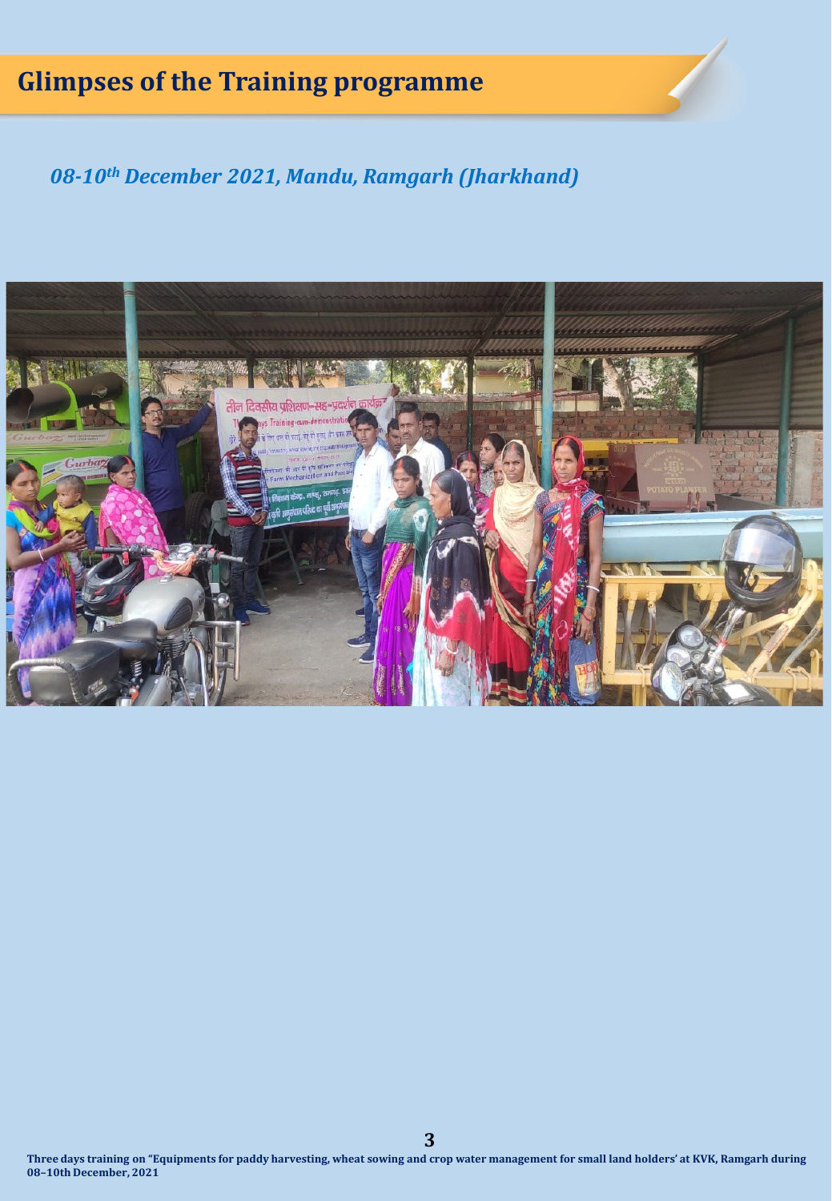# Glimpses of the Training programme

*08-10th December 2021, Mandu, Ramgarh (Jharkhand)*

**Three days training on "Equipments for paddy harvesting, wheat sowing and crop water management for small land holders' at KVK, Ramgarh during 08–10th December, 2021**